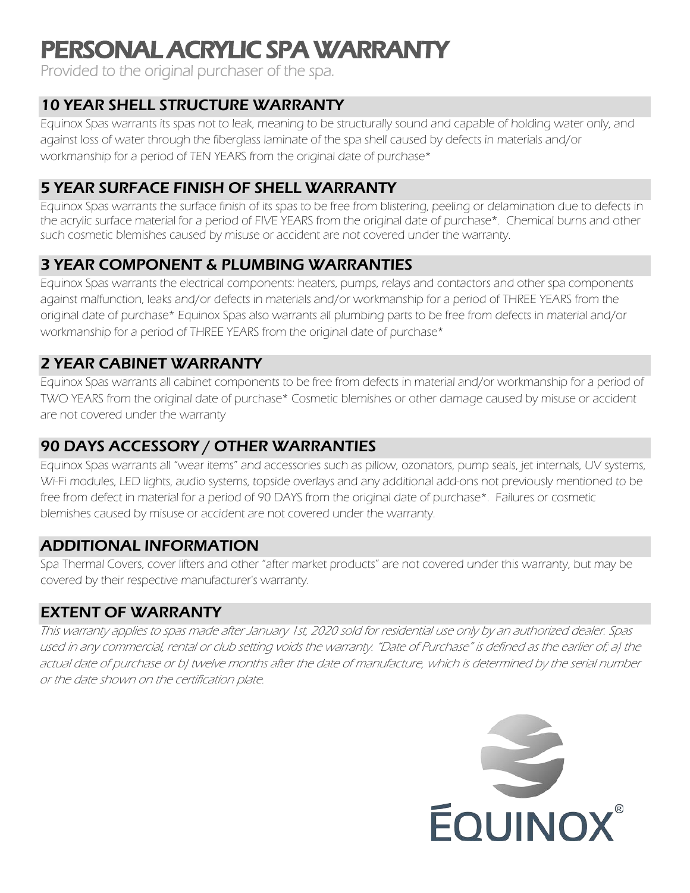# PERSONAL ACRYLIC SPA WARRANTY

Provided to the original purchaser of the spa.

## 10 YEAR SHELL STRUCTURE WARRANTY

Equinox Spas warrants its spas not to leak, meaning to be structurally sound and capable of holding water only, and against loss of water through the fiberglass laminate of the spa shell caused by defects in materials and/or workmanship for a period of TEN YEARS from the original date of purchase*

## 5 YEAR SURFACE FINISH OF SHELL WARRANTY

Equinox Spas warrants the surface finish of its spas to be free from blistering, peeling or delamination due to defects in the acrylic surface material for a period of FIVE YEARS from the original date of purchase*. Chemical burns and other such cosmetic blemishes caused by misuse or accident are not covered under the warranty.

## 3 YEAR COMPONENT & PLUMBING WARRANTIES

Equinox Spas warrants the electrical components: heaters, pumps, relays and contactors and other spa components against malfunction, leaks and/or defects in materials and/or workmanship for a period of THREE YEARS from the original date of purchase* Equinox Spas also warrants all plumbing parts to be free from defects in material and/or workmanship for a period of THREE YEARS from the original date of purchase*

## 2 YEAR CABINET WARRANTY

Equinox Spas warrants all cabinet components to be free from defects in material and/or workmanship for a period of TWO YEARS from the original date of purchase* Cosmetic blemishes or other damage caused by misuse or accident are not covered under the warranty

## 90 DAYS ACCESSORY / OTHER WARRANTIES

Equinox Spas warrants all "wear items" and accessories such as pillow, ozonators, pump seals, jet internals, UV systems, Wi-Fi modules, LED lights, audio systems, topside overlays and any additional add-ons not previously mentioned to be free from defect in material for a period of 90 DAYS from the original date of purchase*. Failures or cosmetic blemishes caused by misuse or accident are not covered under the warranty.

## ADDITIONAL INFORMATION

Spa Thermal Covers, cover lifters and other "after market products" are not covered under this warranty, but may be covered by their respective manufacturer's warranty.

## EXTENT OF WARRANTY

*This warranty applies to spas made after January 1st, 2020 sold for residential use only by an authorized dealer. Spas used in any commercial, rental or club setting voids the warranty. "Date of Purchase" is defined as the earlier of; a) the actual date of purchase or b) twelve months after the date of manufacture, which is determined by the serial number or the date shown on the certification plate.*

ÉQUINOX®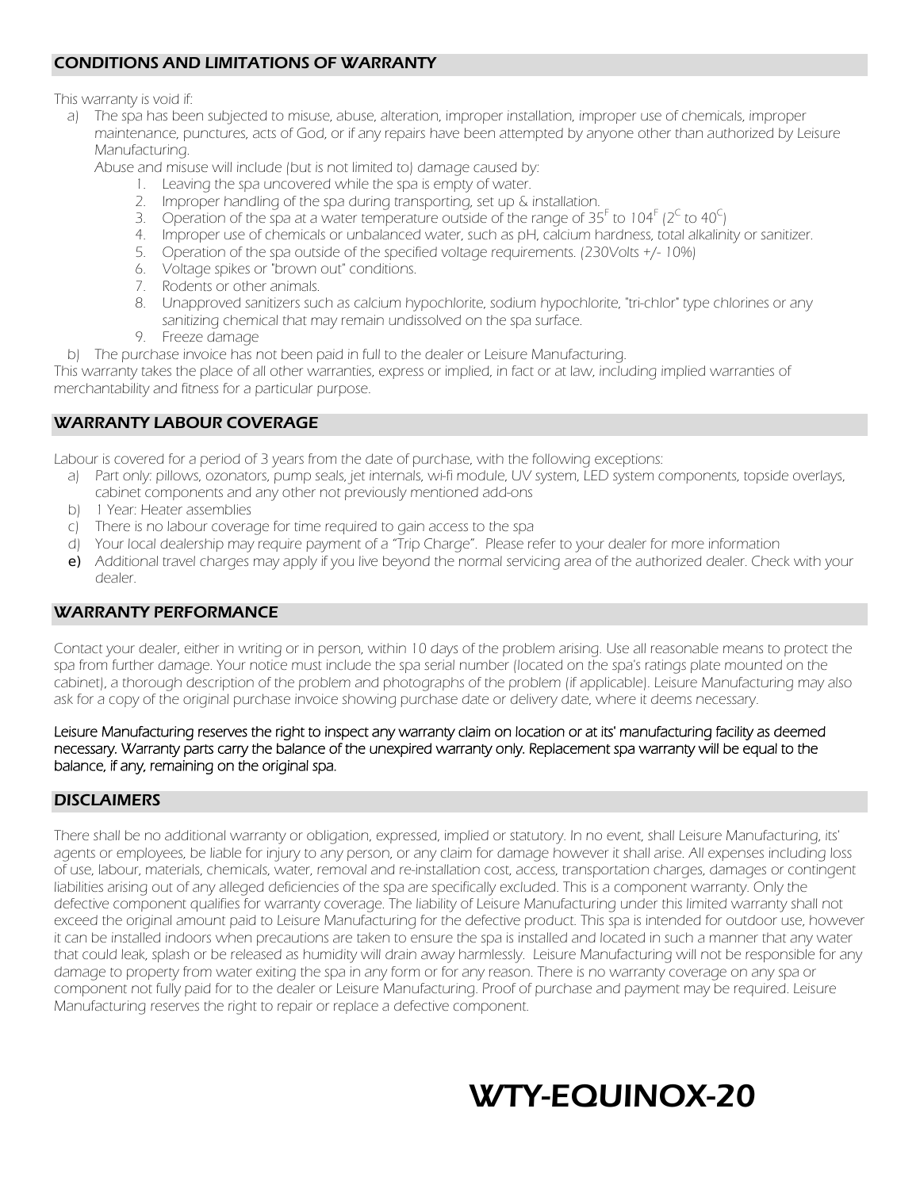## CONDITIONS AND LIMITATIONS OF WARRANTY

*This warranty is void if:*

a) *The spa has been subjected to misuse, abuse, alteration, improper installation, improper use of chemicals, improper maintenance, punctures, acts of God, or if any repairs have been attempted by anyone other than authorized by Leisure Manufacturing.*

   *Abuse and misuse will include (but is not limited to) damage caused by:*

   1. *Leaving the spa uncovered while the spa is empty of water.*
   2. *Improper handling of the spa during transporting, set up & installation.*
   3. *Operation of the spa at a water temperature outside of the range of 35$^F$ to 104$^F$ (2$^C$ to 40$^C$)*
   4. *Improper use of chemicals or unbalanced water, such as pH, calcium hardness, total alkalinity or sanitizer.*
   5. *Operation of the spa outside of the specified voltage requirements. (230Volts +/- 10%)*
   6. *Voltage spikes or "brown out" conditions.*
   7. *Rodents or other animals.*
   8. *Unapproved sanitizers such as calcium hypochlorite, sodium hypochlorite, "tri-chlor" type chlorines or any sanitizing chemical that may remain undissolved on the spa surface.*
   9. *Freeze damage*

b) *The purchase invoice has not been paid in full to the dealer or Leisure Manufacturing.*

*This warranty takes the place of all other warranties, express or implied, in fact or at law, including implied warranties of merchantability and fitness for a particular purpose.*

## WARRANTY LABOUR COVERAGE

*Labour is covered for a period of 3 years from the date of purchase, with the following exceptions:*

a) *Part only: pillows, ozonators, pump seals, jet internals, wi-fi module, UV system, LED system components, topside overlays, cabinet components and any other not previously mentioned add-ons*
b) *1 Year: Heater assemblies*
c) *There is no labour coverage for time required to gain access to the spa*
d) *Your local dealership may require payment of a "Trip Charge". Please refer to your dealer for more information*
e) *Additional travel charges may apply if you live beyond the normal servicing area of the authorized dealer. Check with your dealer.*

## WARRANTY PERFORMANCE

*Contact your dealer, either in writing or in person, within 10 days of the problem arising. Use all reasonable means to protect the spa from further damage. Your notice must include the spa serial number (located on the spa's ratings plate mounted on the cabinet), a thorough description of the problem and photographs of the problem (if applicable). Leisure Manufacturing may also ask for a copy of the original purchase invoice showing purchase date or delivery date, where it deems necessary.*

Leisure Manufacturing reserves the right to inspect any warranty claim on location or at its' manufacturing facility as deemed necessary. Warranty parts carry the balance of the unexpired warranty only. Replacement spa warranty will be equal to the balance, if any, remaining on the original spa.

## DISCLAIMERS

*There shall be no additional warranty or obligation, expressed, implied or statutory. In no event, shall Leisure Manufacturing, its' agents or employees, be liable for injury to any person, or any claim for damage however it shall arise. All expenses including loss of use, labour, materials, chemicals, water, removal and re-installation cost, access, transportation charges, damages or contingent liabilities arising out of any alleged deficiencies of the spa are specifically excluded. This is a component warranty. Only the defective component qualifies for warranty coverage. The liability of Leisure Manufacturing under this limited warranty shall not exceed the original amount paid to Leisure Manufacturing for the defective product. This spa is intended for outdoor use, however it can be installed indoors when precautions are taken to ensure the spa is installed and located in such a manner that any water that could leak, splash or be released as humidity will drain away harmlessly. Leisure Manufacturing will not be responsible for any damage to property from water exiting the spa in any form or for any reason. There is no warranty coverage on any spa or component not fully paid for to the dealer or Leisure Manufacturing. Proof of purchase and payment may be required. Leisure Manufacturing reserves the right to repair or replace a defective component.*

# WTY-EQUINOX-20